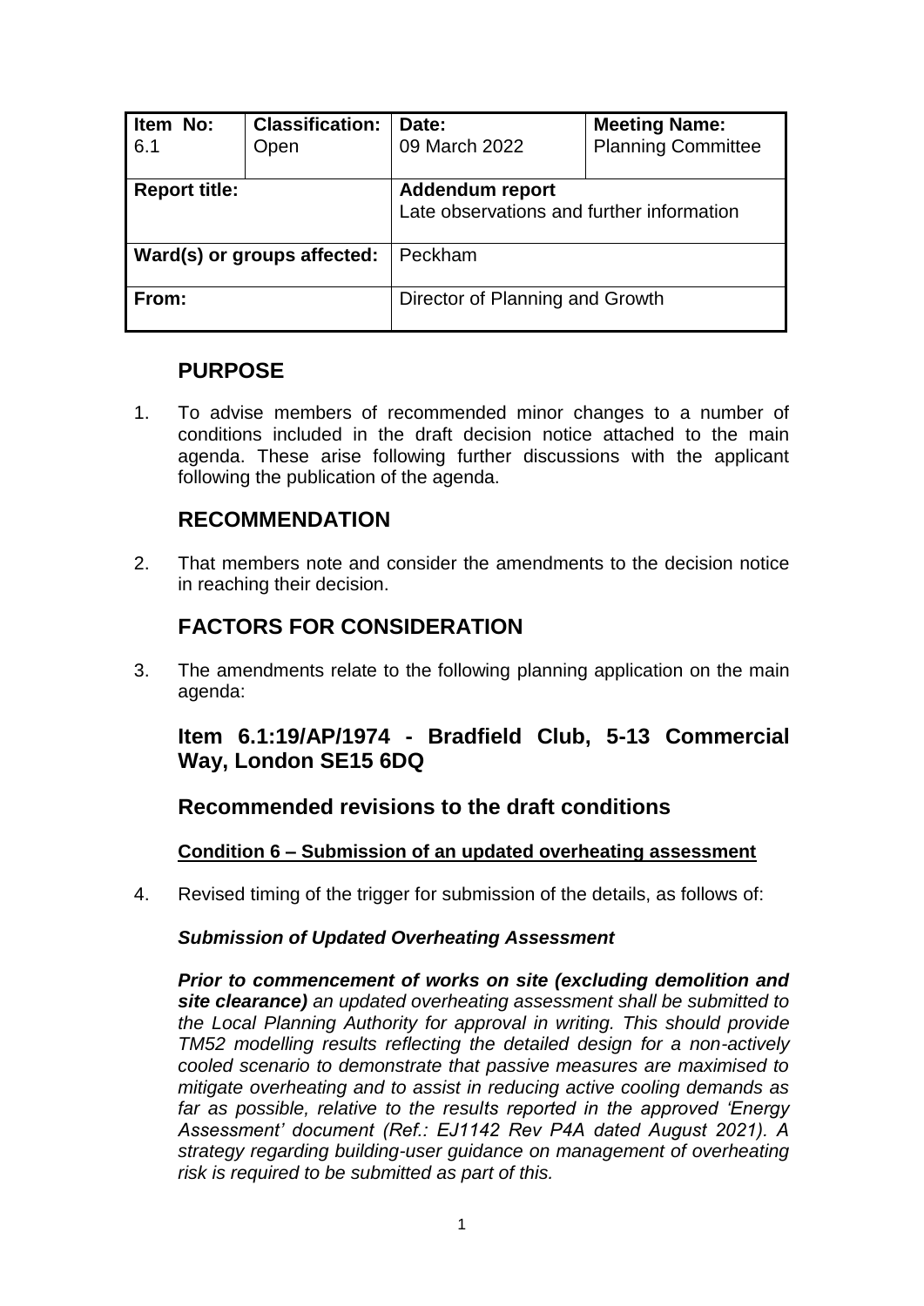| Item No: 6.1 | Classification: Open | Date: 09 March 2022 | Meeting Name: Planning Committee |
|---|---|---|---|
| **Report title:** | | **Addendum report** Late observations and further information | |
| **Ward(s) or groups affected:** | | Peckham | |
| **From:** | | Director of Planning and Growth | |

## PURPOSE

1. To advise members of recommended minor changes to a number of conditions included in the draft decision notice attached to the main agenda. These arise following further discussions with the applicant following the publication of the agenda.

## RECOMMENDATION

2. That members note and consider the amendments to the decision notice in reaching their decision.

## FACTORS FOR CONSIDERATION

3. The amendments relate to the following planning application on the main agenda:

### Item 6.1:19/AP/1974 - Bradfield Club, 5-13 Commercial Way, London SE15 6DQ

### Recommended revisions to the draft conditions

**Condition 6 – Submission of an updated overheating assessment**

4. Revised timing of the trigger for submission of the details, as follows of:

***Submission of Updated Overheating Assessment***

***Prior to commencement of works on site (excluding demolition and site clearance)*** *an updated overheating assessment shall be submitted to the Local Planning Authority for approval in writing. This should provide TM52 modelling results reflecting the detailed design for a non-actively cooled scenario to demonstrate that passive measures are maximised to mitigate overheating and to assist in reducing active cooling demands as far as possible, relative to the results reported in the approved 'Energy Assessment' document (Ref.: EJ1142 Rev P4A dated August 2021). A strategy regarding building-user guidance on management of overheating risk is required to be submitted as part of this.*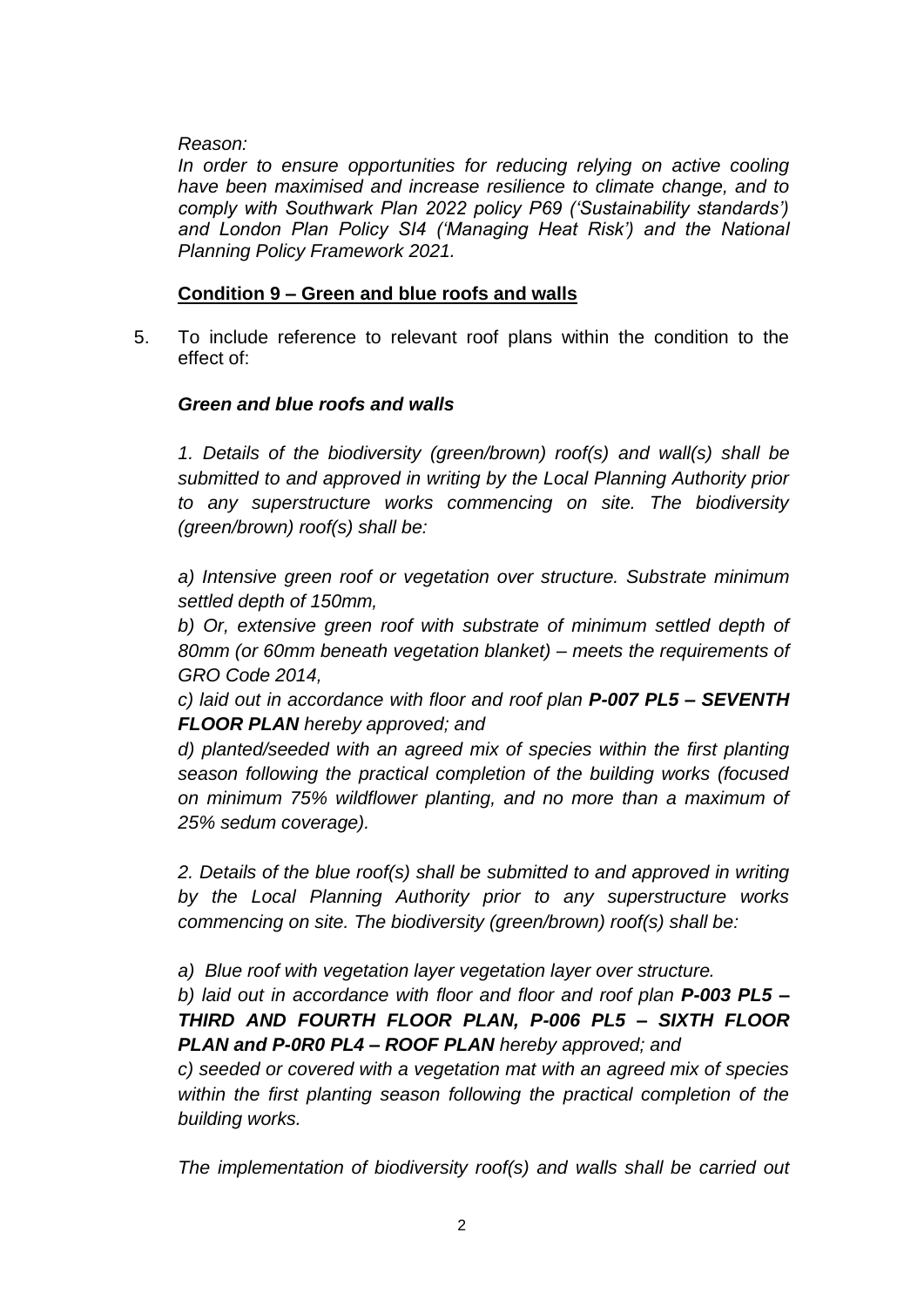*Reason:*
*In order to ensure opportunities for reducing relying on active cooling have been maximised and increase resilience to climate change, and to comply with Southwark Plan 2022 policy P69 ('Sustainability standards') and London Plan Policy SI4 ('Managing Heat Risk') and the National Planning Policy Framework 2021.*

**Condition 9 – Green and blue roofs and walls**

5. To include reference to relevant roof plans within the condition to the effect of:

***Green and blue roofs and walls***

*1. Details of the biodiversity (green/brown) roof(s) and wall(s) shall be submitted to and approved in writing by the Local Planning Authority prior to any superstructure works commencing on site. The biodiversity (green/brown) roof(s) shall be:*

*a) Intensive green roof or vegetation over structure. Substrate minimum settled depth of 150mm,*
*b) Or, extensive green roof with substrate of minimum settled depth of 80mm (or 60mm beneath vegetation blanket) – meets the requirements of GRO Code 2014,*
*c) laid out in accordance with floor and roof plan **P-007 PL5 – SEVENTH FLOOR PLAN** hereby approved; and*
*d) planted/seeded with an agreed mix of species within the first planting season following the practical completion of the building works (focused on minimum 75% wildflower planting, and no more than a maximum of 25% sedum coverage).*

*2. Details of the blue roof(s) shall be submitted to and approved in writing by the Local Planning Authority prior to any superstructure works commencing on site. The biodiversity (green/brown) roof(s) shall be:*

*a) Blue roof with vegetation layer vegetation layer over structure.*
*b) laid out in accordance with floor and floor and roof plan **P-003 PL5 – THIRD AND FOURTH FLOOR PLAN, P-006 PL5 – SIXTH FLOOR PLAN and P-0R0 PL4 – ROOF PLAN** hereby approved; and*
*c) seeded or covered with a vegetation mat with an agreed mix of species within the first planting season following the practical completion of the building works.*

*The implementation of biodiversity roof(s) and walls shall be carried out*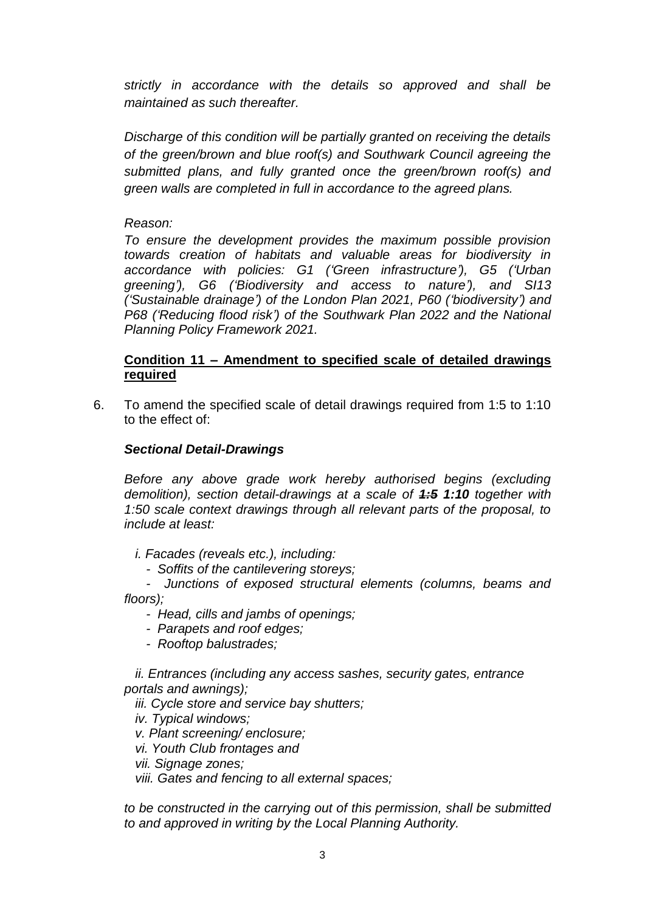*strictly in accordance with the details so approved and shall be maintained as such thereafter.*

*Discharge of this condition will be partially granted on receiving the details of the green/brown and blue roof(s) and Southwark Council agreeing the submitted plans, and fully granted once the green/brown roof(s) and green walls are completed in full in accordance to the agreed plans.*

*Reason:*
*To ensure the development provides the maximum possible provision towards creation of habitats and valuable areas for biodiversity in accordance with policies: G1 ('Green infrastructure'), G5 ('Urban greening'), G6 ('Biodiversity and access to nature'), and SI13 ('Sustainable drainage') of the London Plan 2021, P60 ('biodiversity') and P68 ('Reducing flood risk') of the Southwark Plan 2022 and the National Planning Policy Framework 2021.*

**Condition 11 – Amendment to specified scale of detailed drawings required**

6. To amend the specified scale of detail drawings required from 1:5 to 1:10 to the effect of:

***Sectional Detail-Drawings***

*Before any above grade work hereby authorised begins (excluding demolition), section detail-drawings at a scale of ~~**1:5**~~ **1:10** together with 1:50 scale context drawings through all relevant parts of the proposal, to include at least:*

*i. Facades (reveals etc.), including:*
- *Soffits of the cantilevering storeys;*
- *Junctions of exposed structural elements (columns, beams and floors);*
- *Head, cills and jambs of openings;*
- *Parapets and roof edges;*
- *Rooftop balustrades;*

*ii. Entrances (including any access sashes, security gates, entrance portals and awnings);*
*iii. Cycle store and service bay shutters;*
*iv. Typical windows;*
*v. Plant screening/ enclosure;*
*vi. Youth Club frontages and*
*vii. Signage zones;*
*viii. Gates and fencing to all external spaces;*

*to be constructed in the carrying out of this permission, shall be submitted to and approved in writing by the Local Planning Authority.*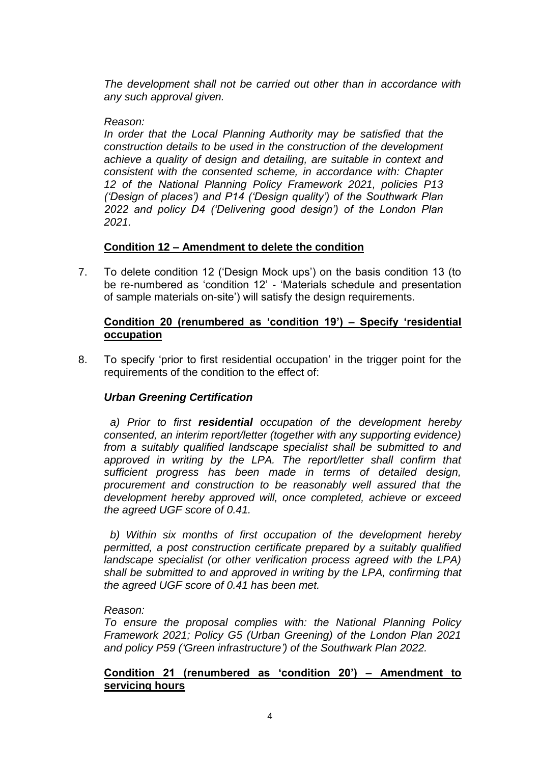*The development shall not be carried out other than in accordance with any such approval given.*

*Reason:*
*In order that the Local Planning Authority may be satisfied that the construction details to be used in the construction of the development achieve a quality of design and detailing, are suitable in context and consistent with the consented scheme, in accordance with: Chapter 12 of the National Planning Policy Framework 2021, policies P13 ('Design of places') and P14 ('Design quality') of the Southwark Plan 2022 and policy D4 ('Delivering good design') of the London Plan 2021.*

**Condition 12 – Amendment to delete the condition**

7. To delete condition 12 ('Design Mock ups') on the basis condition 13 (to be re-numbered as 'condition 12' - 'Materials schedule and presentation of sample materials on-site') will satisfy the design requirements.

**Condition 20 (renumbered as 'condition 19') – Specify 'residential occupation**

8. To specify 'prior to first residential occupation' in the trigger point for the requirements of the condition to the effect of:

***Urban Greening Certification***

*a) Prior to first **residential** occupation of the development hereby consented, an interim report/letter (together with any supporting evidence) from a suitably qualified landscape specialist shall be submitted to and approved in writing by the LPA. The report/letter shall confirm that sufficient progress has been made in terms of detailed design, procurement and construction to be reasonably well assured that the development hereby approved will, once completed, achieve or exceed the agreed UGF score of 0.41.*

*b) Within six months of first occupation of the development hereby permitted, a post construction certificate prepared by a suitably qualified landscape specialist (or other verification process agreed with the LPA) shall be submitted to and approved in writing by the LPA, confirming that the agreed UGF score of 0.41 has been met.*

*Reason:*
*To ensure the proposal complies with: the National Planning Policy Framework 2021; Policy G5 (Urban Greening) of the London Plan 2021 and policy P59 ('Green infrastructure') of the Southwark Plan 2022.*

**Condition 21 (renumbered as 'condition 20') – Amendment to servicing hours**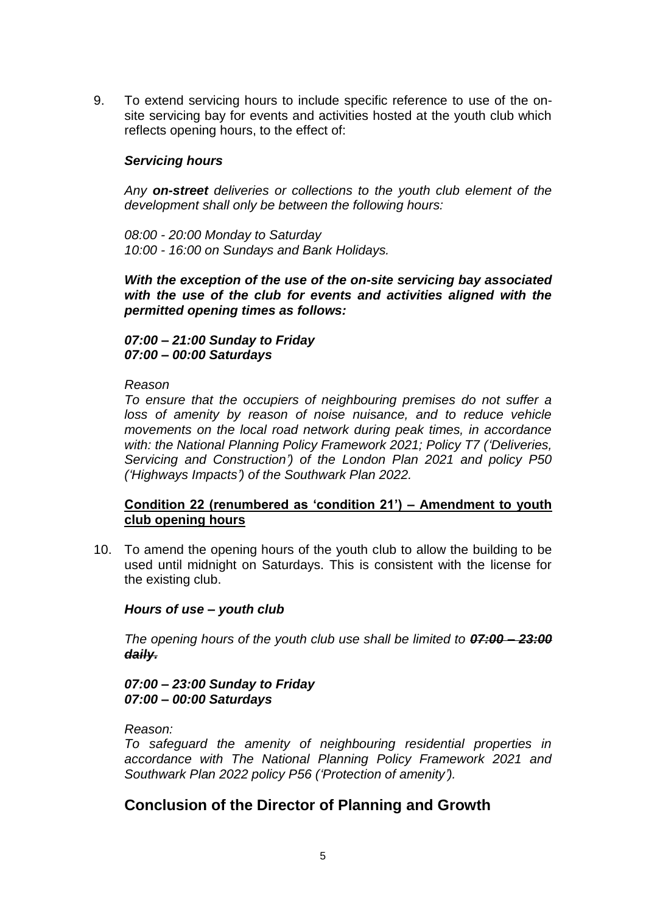9. To extend servicing hours to include specific reference to use of the on-site servicing bay for events and activities hosted at the youth club which reflects opening hours, to the effect of:

***Servicing hours***

*Any **on-street** deliveries or collections to the youth club element of the development shall only be between the following hours:*

*08:00 - 20:00 Monday to Saturday*
*10:00 - 16:00 on Sundays and Bank Holidays.*

***With the exception of the use of the on-site servicing bay associated with the use of the club for events and activities aligned with the permitted opening times as follows:***

***07:00 – 21:00 Sunday to Friday***
***07:00 – 00:00 Saturdays***

*Reason*
*To ensure that the occupiers of neighbouring premises do not suffer a loss of amenity by reason of noise nuisance, and to reduce vehicle movements on the local road network during peak times, in accordance with: the National Planning Policy Framework 2021; Policy T7 ('Deliveries, Servicing and Construction') of the London Plan 2021 and policy P50 ('Highways Impacts') of the Southwark Plan 2022.*

**<u>Condition 22 (renumbered as 'condition 21') – Amendment to youth club opening hours</u>**

10. To amend the opening hours of the youth club to allow the building to be used until midnight on Saturdays. This is consistent with the license for the existing club.

***Hours of use – youth club***

*The opening hours of the youth club use shall be limited to* ***~~07:00 – 23:00 daily.~~***

***07:00 – 23:00 Sunday to Friday***
***07:00 – 00:00 Saturdays***

*Reason:*
*To safeguard the amenity of neighbouring residential properties in accordance with The National Planning Policy Framework 2021 and Southwark Plan 2022 policy P56 ('Protection of amenity').*

## Conclusion of the Director of Planning and Growth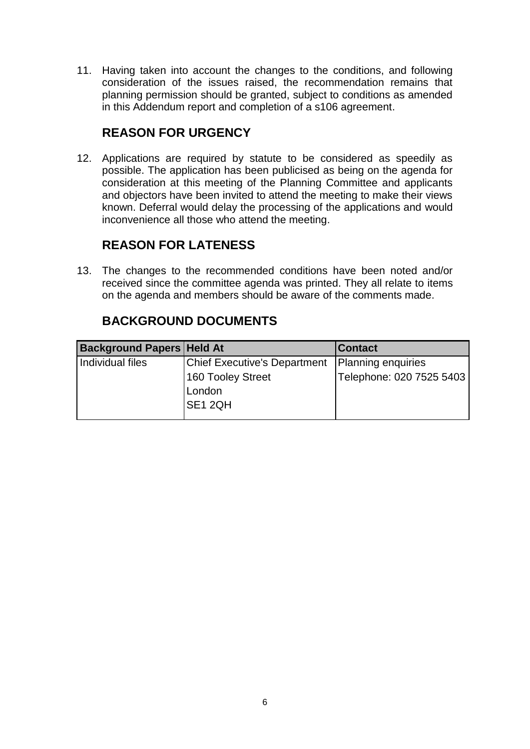11. Having taken into account the changes to the conditions, and following consideration of the issues raised, the recommendation remains that planning permission should be granted, subject to conditions as amended in this Addendum report and completion of a s106 agreement.

## REASON FOR URGENCY

12. Applications are required by statute to be considered as speedily as possible. The application has been publicised as being on the agenda for consideration at this meeting of the Planning Committee and applicants and objectors have been invited to attend the meeting to make their views known. Deferral would delay the processing of the applications and would inconvenience all those who attend the meeting.

## REASON FOR LATENESS

13. The changes to the recommended conditions have been noted and/or received since the committee agenda was printed. They all relate to items on the agenda and members should be aware of the comments made.

## BACKGROUND DOCUMENTS

| Background Papers | Held At | Contact |
|---|---|---|
| Individual files | Chief Executive's Department<br>160 Tooley Street<br>London<br>SE1 2QH | Planning enquiries<br>Telephone: 020 7525 5403 |